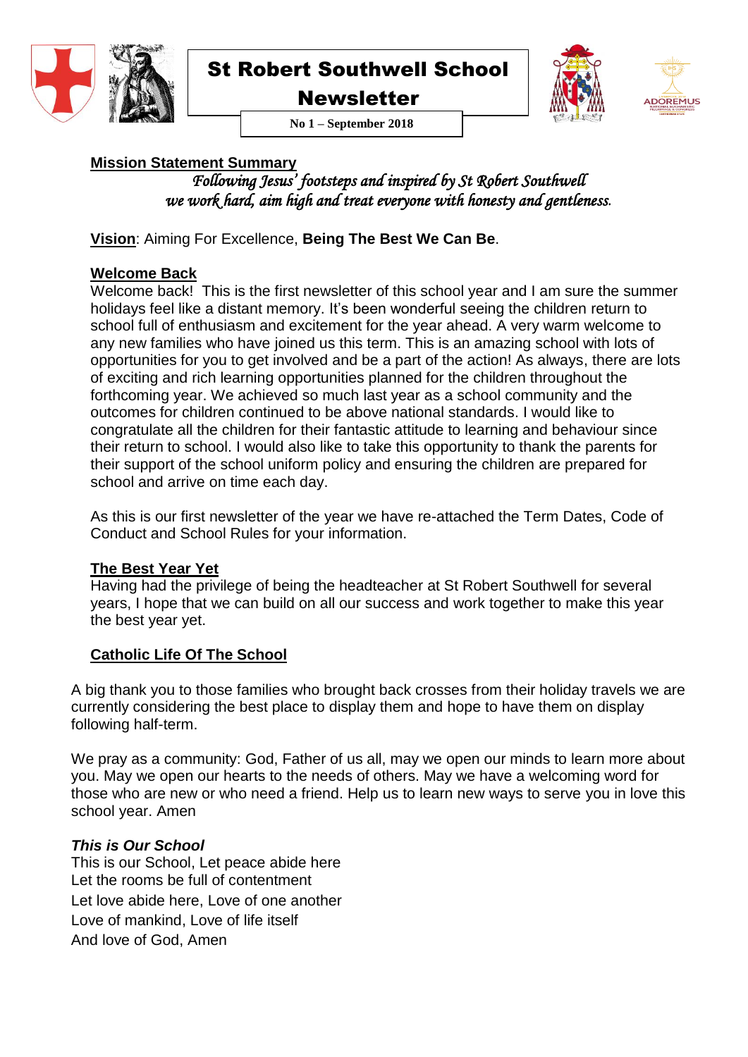# St Robert Southwell School Newsletter

**No 1 – September 2018**

## Mission Statement Summary

*Following Jesus' footsteps and inspired by St Robert Southwell we work hard, aim high and treat everyone with honesty and gentleness.*

**Vision**: Aiming For Excellence, **Being The Best We Can Be**.

## Welcome Back

Welcome back! This is the first newsletter of this school year and I am sure the summer holidays feel like a distant memory. It's been wonderful seeing the children return to school full of enthusiasm and excitement for the year ahead. A very warm welcome to any new families who have joined us this term. This is an amazing school with lots of opportunities for you to get involved and be a part of the action! As always, there are lots of exciting and rich learning opportunities planned for the children throughout the forthcoming year. We achieved so much last year as a school community and the outcomes for children continued to be above national standards. I would like to congratulate all the children for their fantastic attitude to learning and behaviour since their return to school. I would also like to take this opportunity to thank the parents for their support of the school uniform policy and ensuring the children are prepared for school and arrive on time each day.

As this is our first newsletter of the year we have re-attached the Term Dates, Code of Conduct and School Rules for your information.

## The Best Year Yet

Having had the privilege of being the headteacher at St Robert Southwell for several years, I hope that we can build on all our success and work together to make this year the best year yet.

## Catholic Life Of The School

A big thank you to those families who brought back crosses from their holiday travels we are currently considering the best place to display them and hope to have them on display following half-term.

We pray as a community: God, Father of us all, may we open our minds to learn more about you. May we open our hearts to the needs of others. May we have a welcoming word for those who are new or who need a friend. Help us to learn new ways to serve you in love this school year. Amen

### *This is Our School*

This is our School, Let peace abide here
Let the rooms be full of contentment
Let love abide here, Love of one another
Love of mankind, Love of life itself
And love of God, Amen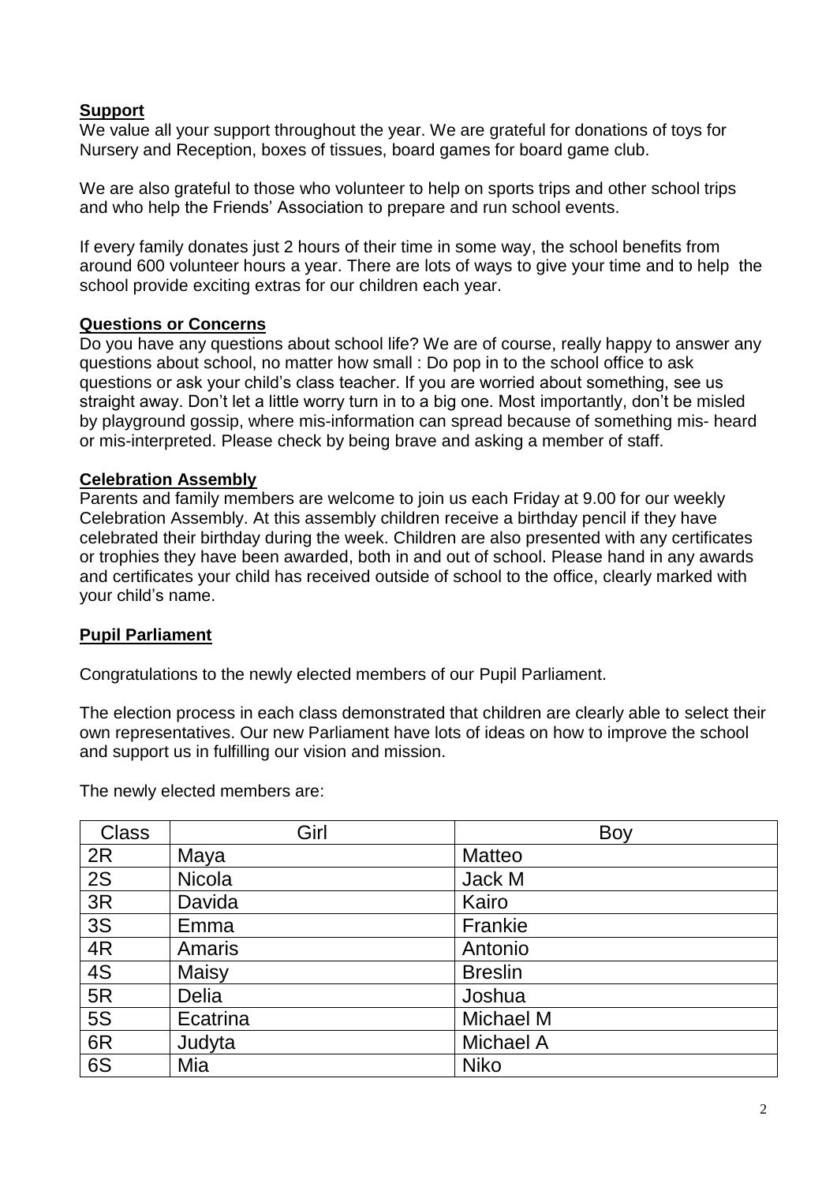## Support

We value all your support throughout the year. We are grateful for donations of toys for Nursery and Reception, boxes of tissues, board games for board game club.

We are also grateful to those who volunteer to help on sports trips and other school trips and who help the Friends' Association to prepare and run school events.

If every family donates just 2 hours of their time in some way, the school benefits from around 600 volunteer hours a year. There are lots of ways to give your time and to help the school provide exciting extras for our children each year.

## Questions or Concerns

Do you have any questions about school life? We are of course, really happy to answer any questions about school, no matter how small : Do pop in to the school office to ask questions or ask your child's class teacher. If you are worried about something, see us straight away. Don't let a little worry turn in to a big one. Most importantly, don't be misled by playground gossip, where mis-information can spread because of something mis- heard or mis-interpreted. Please check by being brave and asking a member of staff.

## Celebration Assembly

Parents and family members are welcome to join us each Friday at 9.00 for our weekly Celebration Assembly. At this assembly children receive a birthday pencil if they have celebrated their birthday during the week. Children are also presented with any certificates or trophies they have been awarded, both in and out of school. Please hand in any awards and certificates your child has received outside of school to the office, clearly marked with your child's name.

## Pupil Parliament

Congratulations to the newly elected members of our Pupil Parliament.

The election process in each class demonstrated that children are clearly able to select their own representatives. Our new Parliament have lots of ideas on how to improve the school and support us in fulfilling our vision and mission.

The newly elected members are:

| Class | Girl | Boy |
|---|---|---|
| 2R | Maya | Matteo |
| 2S | Nicola | Jack M |
| 3R | Davida | Kairo |
| 3S | Emma | Frankie |
| 4R | Amaris | Antonio |
| 4S | Maisy | Breslin |
| 5R | Delia | Joshua |
| 5S | Ecatrina | Michael M |
| 6R | Judyta | Michael A |
| 6S | Mia | Niko |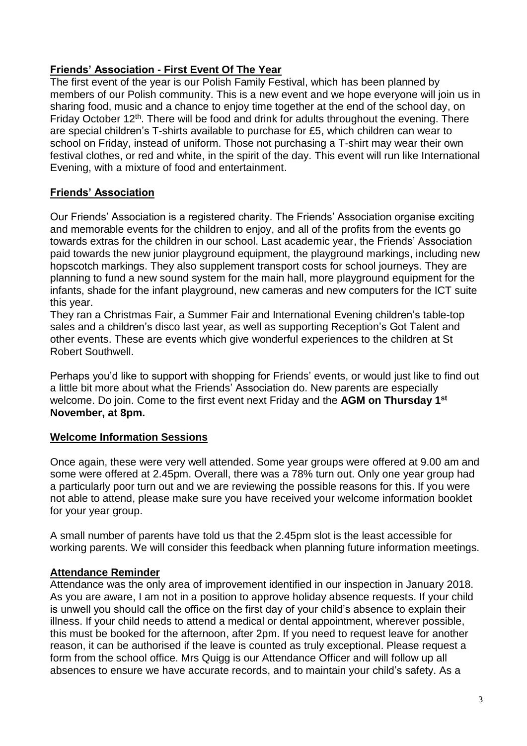## Friends' Association - First Event Of The Year

The first event of the year is our Polish Family Festival, which has been planned by members of our Polish community. This is a new event and we hope everyone will join us in sharing food, music and a chance to enjoy time together at the end of the school day, on Friday October 12th. There will be food and drink for adults throughout the evening. There are special children's T-shirts available to purchase for £5, which children can wear to school on Friday, instead of uniform. Those not purchasing a T-shirt may wear their own festival clothes, or red and white, in the spirit of the day. This event will run like International Evening, with a mixture of food and entertainment.

## Friends' Association

Our Friends' Association is a registered charity. The Friends' Association organise exciting and memorable events for the children to enjoy, and all of the profits from the events go towards extras for the children in our school. Last academic year, the Friends' Association paid towards the new junior playground equipment, the playground markings, including new hopscotch markings. They also supplement transport costs for school journeys. They are planning to fund a new sound system for the main hall, more playground equipment for the infants, shade for the infant playground, new cameras and new computers for the ICT suite this year.

They ran a Christmas Fair, a Summer Fair and International Evening children's table-top sales and a children's disco last year, as well as supporting Reception's Got Talent and other events. These are events which give wonderful experiences to the children at St Robert Southwell.

Perhaps you'd like to support with shopping for Friends' events, or would just like to find out a little bit more about what the Friends' Association do. New parents are especially welcome. Do join. Come to the first event next Friday and the **AGM on Thursday 1st November, at 8pm.**

## Welcome Information Sessions

Once again, these were very well attended. Some year groups were offered at 9.00 am and some were offered at 2.45pm. Overall, there was a 78% turn out. Only one year group had a particularly poor turn out and we are reviewing the possible reasons for this. If you were not able to attend, please make sure you have received your welcome information booklet for your year group.

A small number of parents have told us that the 2.45pm slot is the least accessible for working parents. We will consider this feedback when planning future information meetings.

## Attendance Reminder

Attendance was the only area of improvement identified in our inspection in January 2018. As you are aware, I am not in a position to approve holiday absence requests. If your child is unwell you should call the office on the first day of your child's absence to explain their illness. If your child needs to attend a medical or dental appointment, wherever possible, this must be booked for the afternoon, after 2pm. If you need to request leave for another reason, it can be authorised if the leave is counted as truly exceptional. Please request a form from the school office. Mrs Quigg is our Attendance Officer and will follow up all absences to ensure we have accurate records, and to maintain your child's safety. As a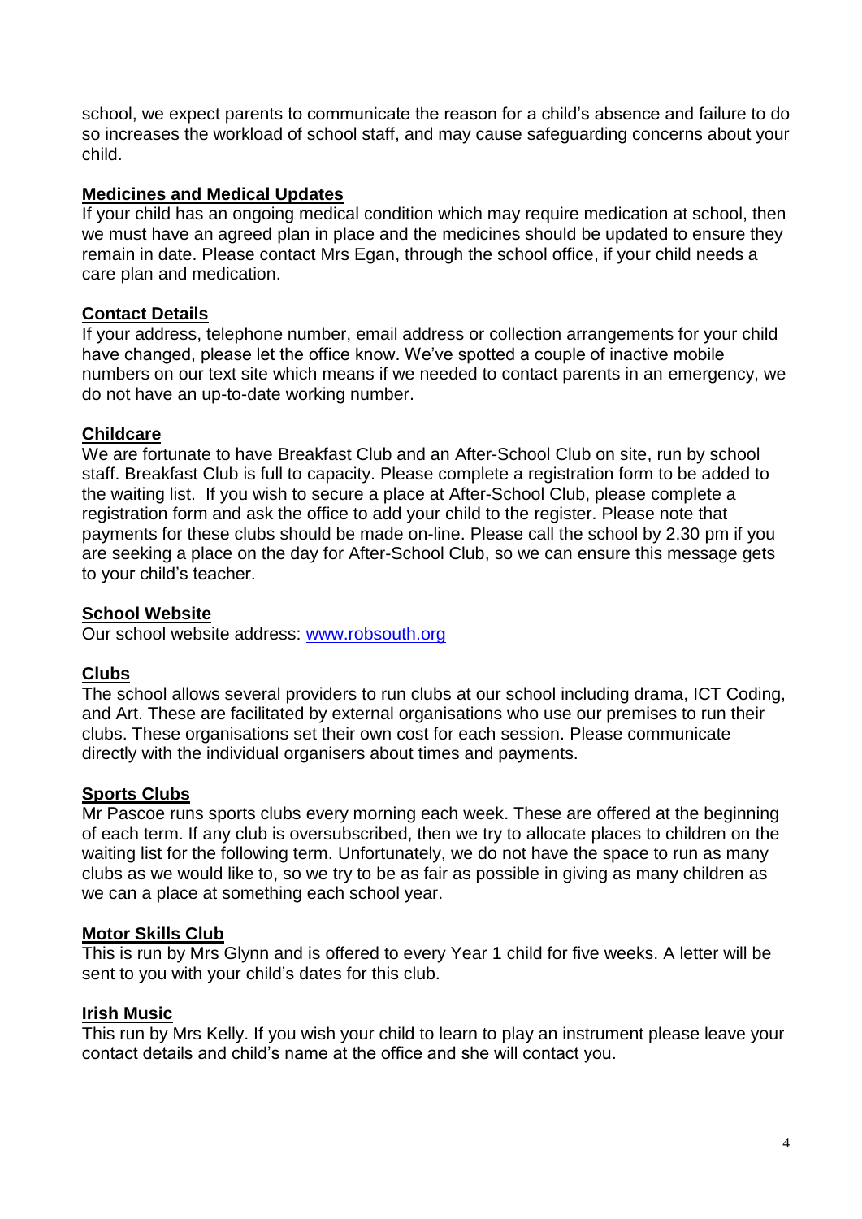school, we expect parents to communicate the reason for a child's absence and failure to do so increases the workload of school staff, and may cause safeguarding concerns about your child.

## Medicines and Medical Updates

If your child has an ongoing medical condition which may require medication at school, then we must have an agreed plan in place and the medicines should be updated to ensure they remain in date. Please contact Mrs Egan, through the school office, if your child needs a care plan and medication.

## Contact Details

If your address, telephone number, email address or collection arrangements for your child have changed, please let the office know. We've spotted a couple of inactive mobile numbers on our text site which means if we needed to contact parents in an emergency, we do not have an up-to-date working number.

## Childcare

We are fortunate to have Breakfast Club and an After-School Club on site, run by school staff. Breakfast Club is full to capacity. Please complete a registration form to be added to the waiting list. If you wish to secure a place at After-School Club, please complete a registration form and ask the office to add your child to the register. Please note that payments for these clubs should be made on-line. Please call the school by 2.30 pm if you are seeking a place on the day for After-School Club, so we can ensure this message gets to your child's teacher.

## School Website

Our school website address: [www.robsouth.org](http://www.robsouth.org)

## Clubs

The school allows several providers to run clubs at our school including drama, ICT Coding, and Art. These are facilitated by external organisations who use our premises to run their clubs. These organisations set their own cost for each session. Please communicate directly with the individual organisers about times and payments.

## Sports Clubs

Mr Pascoe runs sports clubs every morning each week. These are offered at the beginning of each term. If any club is oversubscribed, then we try to allocate places to children on the waiting list for the following term. Unfortunately, we do not have the space to run as many clubs as we would like to, so we try to be as fair as possible in giving as many children as we can a place at something each school year.

## Motor Skills Club

This is run by Mrs Glynn and is offered to every Year 1 child for five weeks. A letter will be sent to you with your child's dates for this club.

## Irish Music

This run by Mrs Kelly. If you wish your child to learn to play an instrument please leave your contact details and child's name at the office and she will contact you.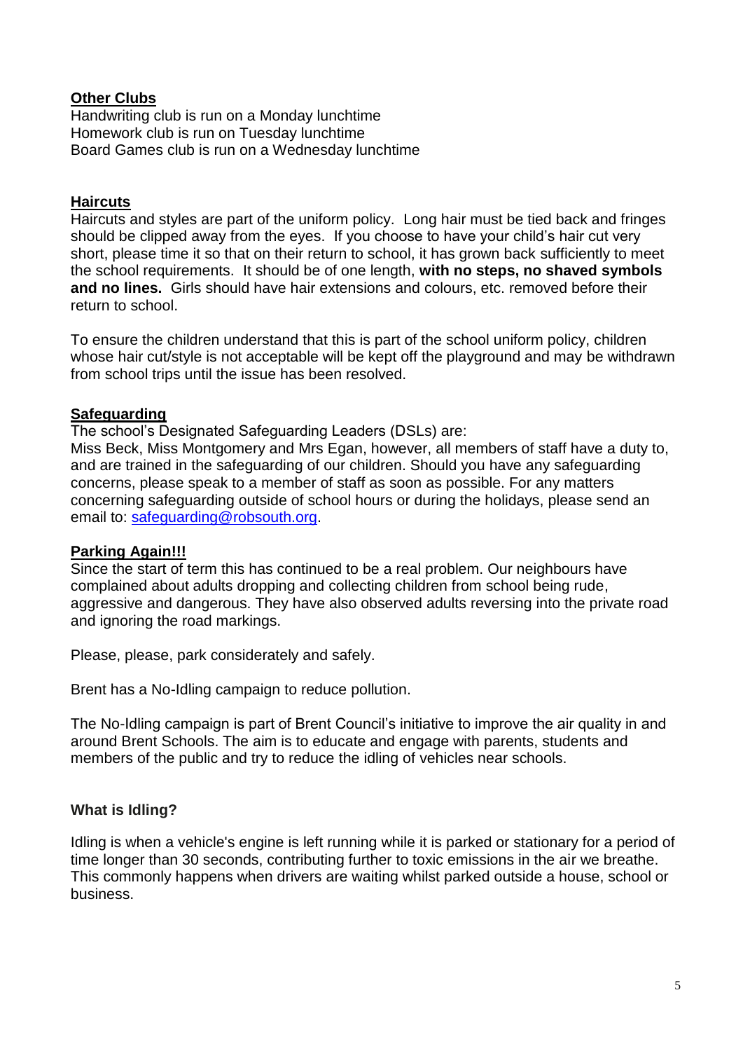## Other Clubs

Handwriting club is run on a Monday lunchtime
Homework club is run on Tuesday lunchtime
Board Games club is run on a Wednesday lunchtime

## Haircuts

Haircuts and styles are part of the uniform policy. Long hair must be tied back and fringes should be clipped away from the eyes. If you choose to have your child's hair cut very short, please time it so that on their return to school, it has grown back sufficiently to meet the school requirements. It should be of one length, **with no steps, no shaved symbols and no lines.** Girls should have hair extensions and colours, etc. removed before their return to school.

To ensure the children understand that this is part of the school uniform policy, children whose hair cut/style is not acceptable will be kept off the playground and may be withdrawn from school trips until the issue has been resolved.

## Safeguarding

The school's Designated Safeguarding Leaders (DSLs) are:
Miss Beck, Miss Montgomery and Mrs Egan, however, all members of staff have a duty to, and are trained in the safeguarding of our children. Should you have any safeguarding concerns, please speak to a member of staff as soon as possible. For any matters concerning safeguarding outside of school hours or during the holidays, please send an email to: safeguarding@robsouth.org.

## Parking Again!!!

Since the start of term this has continued to be a real problem. Our neighbours have complained about adults dropping and collecting children from school being rude, aggressive and dangerous. They have also observed adults reversing into the private road and ignoring the road markings.

Please, please, park considerately and safely.

Brent has a No-Idling campaign to reduce pollution.

The No-Idling campaign is part of Brent Council's initiative to improve the air quality in and around Brent Schools. The aim is to educate and engage with parents, students and members of the public and try to reduce the idling of vehicles near schools.

### What is Idling?

Idling is when a vehicle's engine is left running while it is parked or stationary for a period of time longer than 30 seconds, contributing further to toxic emissions in the air we breathe. This commonly happens when drivers are waiting whilst parked outside a house, school or business.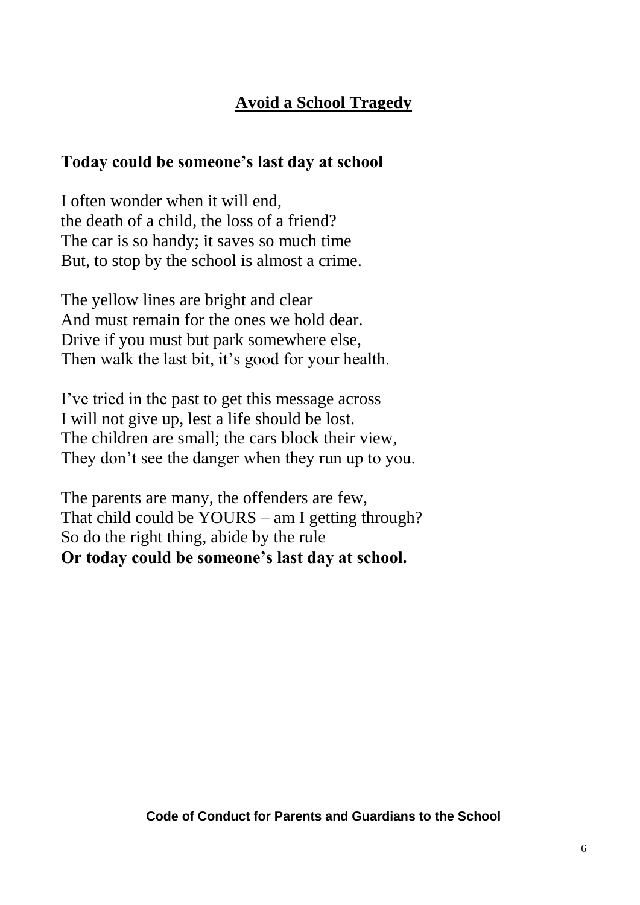## Avoid a School Tragedy

### Today could be someone's last day at school

I often wonder when it will end,  
the death of a child, the loss of a friend?  
The car is so handy; it saves so much time  
But, to stop by the school is almost a crime.

The yellow lines are bright and clear  
And must remain for the ones we hold dear.  
Drive if you must but park somewhere else,  
Then walk the last bit, it's good for your health.

I've tried in the past to get this message across  
I will not give up, lest a life should be lost.  
The children are small; the cars block their view,  
They don't see the danger when they run up to you.

The parents are many, the offenders are few,  
That child could be YOURS – am I getting through?  
So do the right thing, abide by the rule  
**Or today could be someone's last day at school.**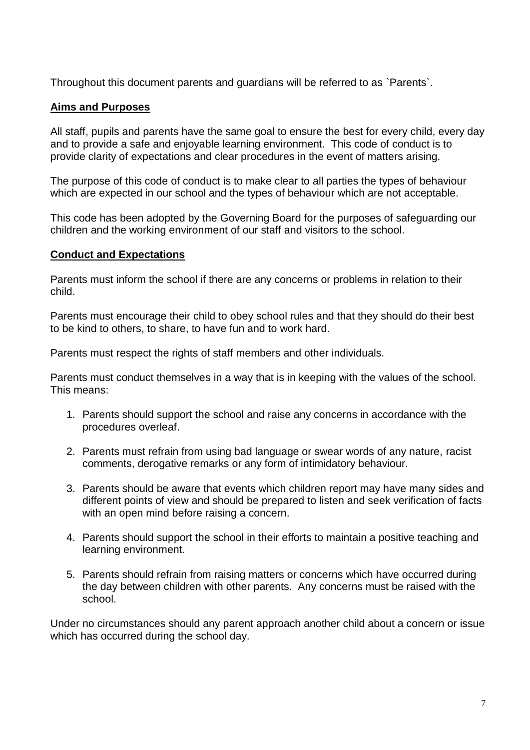Throughout this document parents and guardians will be referred to as `Parents`.

**Aims and Purposes**

All staff, pupils and parents have the same goal to ensure the best for every child, every day and to provide a safe and enjoyable learning environment. This code of conduct is to provide clarity of expectations and clear procedures in the event of matters arising.

The purpose of this code of conduct is to make clear to all parties the types of behaviour which are expected in our school and the types of behaviour which are not acceptable.

This code has been adopted by the Governing Board for the purposes of safeguarding our children and the working environment of our staff and visitors to the school.

**Conduct and Expectations**

Parents must inform the school if there are any concerns or problems in relation to their child.

Parents must encourage their child to obey school rules and that they should do their best to be kind to others, to share, to have fun and to work hard.

Parents must respect the rights of staff members and other individuals.

Parents must conduct themselves in a way that is in keeping with the values of the school. This means:

1. Parents should support the school and raise any concerns in accordance with the procedures overleaf.
2. Parents must refrain from using bad language or swear words of any nature, racist comments, derogative remarks or any form of intimidatory behaviour.
3. Parents should be aware that events which children report may have many sides and different points of view and should be prepared to listen and seek verification of facts with an open mind before raising a concern.
4. Parents should support the school in their efforts to maintain a positive teaching and learning environment.
5. Parents should refrain from raising matters or concerns which have occurred during the day between children with other parents. Any concerns must be raised with the school.

Under no circumstances should any parent approach another child about a concern or issue which has occurred during the school day.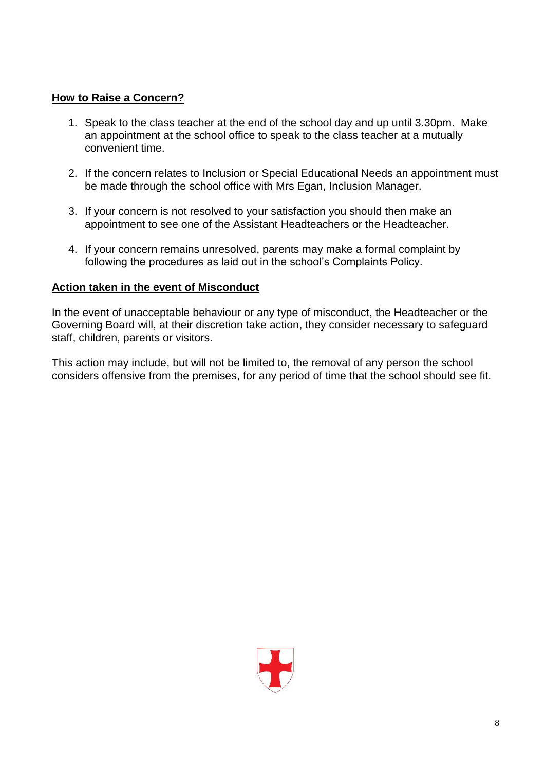## How to Raise a Concern?

1. Speak to the class teacher at the end of the school day and up until 3.30pm. Make an appointment at the school office to speak to the class teacher at a mutually convenient time.

2. If the concern relates to Inclusion or Special Educational Needs an appointment must be made through the school office with Mrs Egan, Inclusion Manager.

3. If your concern is not resolved to your satisfaction you should then make an appointment to see one of the Assistant Headteachers or the Headteacher.

4. If your concern remains unresolved, parents may make a formal complaint by following the procedures as laid out in the school's Complaints Policy.

## Action taken in the event of Misconduct

In the event of unacceptable behaviour or any type of misconduct, the Headteacher or the Governing Board will, at their discretion take action, they consider necessary to safeguard staff, children, parents or visitors.

This action may include, but will not be limited to, the removal of any person the school considers offensive from the premises, for any period of time that the school should see fit.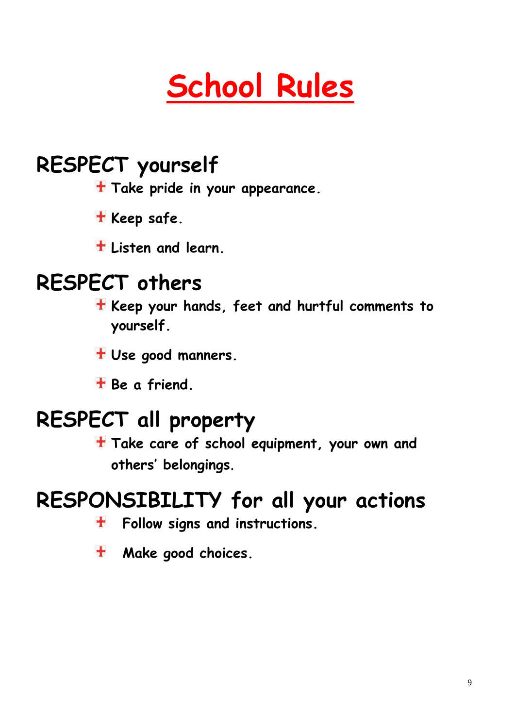# School Rules

## RESPECT yourself

- Take pride in your appearance.
- Keep safe.
- Listen and learn.

## RESPECT others

- Keep your hands, feet and hurtful comments to yourself.
- Use good manners.
- Be a friend.

## RESPECT all property

- Take care of school equipment, your own and others' belongings.

## RESPONSIBILITY for all your actions

- Follow signs and instructions.
- Make good choices.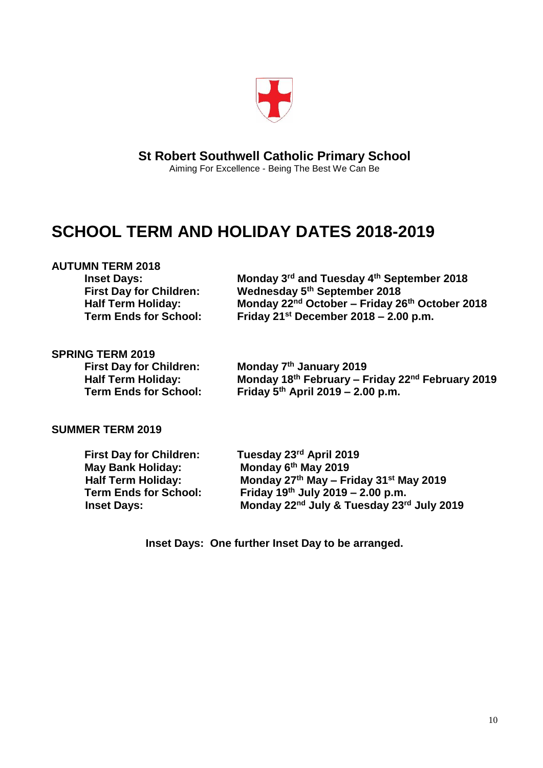**St Robert Southwell Catholic Primary School**

Aiming For Excellence - Being The Best We Can Be

# SCHOOL TERM AND HOLIDAY DATES 2018-2019

**AUTUMN TERM 2018**

| | |
|---|---|
| **Inset Days:** | **Monday 3rd and Tuesday 4th September 2018** |
| **First Day for Children:** | **Wednesday 5th September 2018** |
| **Half Term Holiday:** | **Monday 22nd October – Friday 26th October 2018** |
| **Term Ends for School:** | **Friday 21st December 2018 – 2.00 p.m.** |

**SPRING TERM 2019**

| | |
|---|---|
| **First Day for Children:** | **Monday 7th January 2019** |
| **Half Term Holiday:** | **Monday 18th February – Friday 22nd February 2019** |
| **Term Ends for School:** | **Friday 5th April 2019 – 2.00 p.m.** |

**SUMMER TERM 2019**

| | |
|---|---|
| **First Day for Children:** | **Tuesday 23rd April 2019** |
| **May Bank Holiday:** | **Monday 6th May 2019** |
| **Half Term Holiday:** | **Monday 27th May – Friday 31st May 2019** |
| **Term Ends for School:** | **Friday 19th July 2019 – 2.00 p.m.** |
| **Inset Days:** | **Monday 22nd July & Tuesday 23rd July 2019** |

**Inset Days: One further Inset Day to be arranged.**